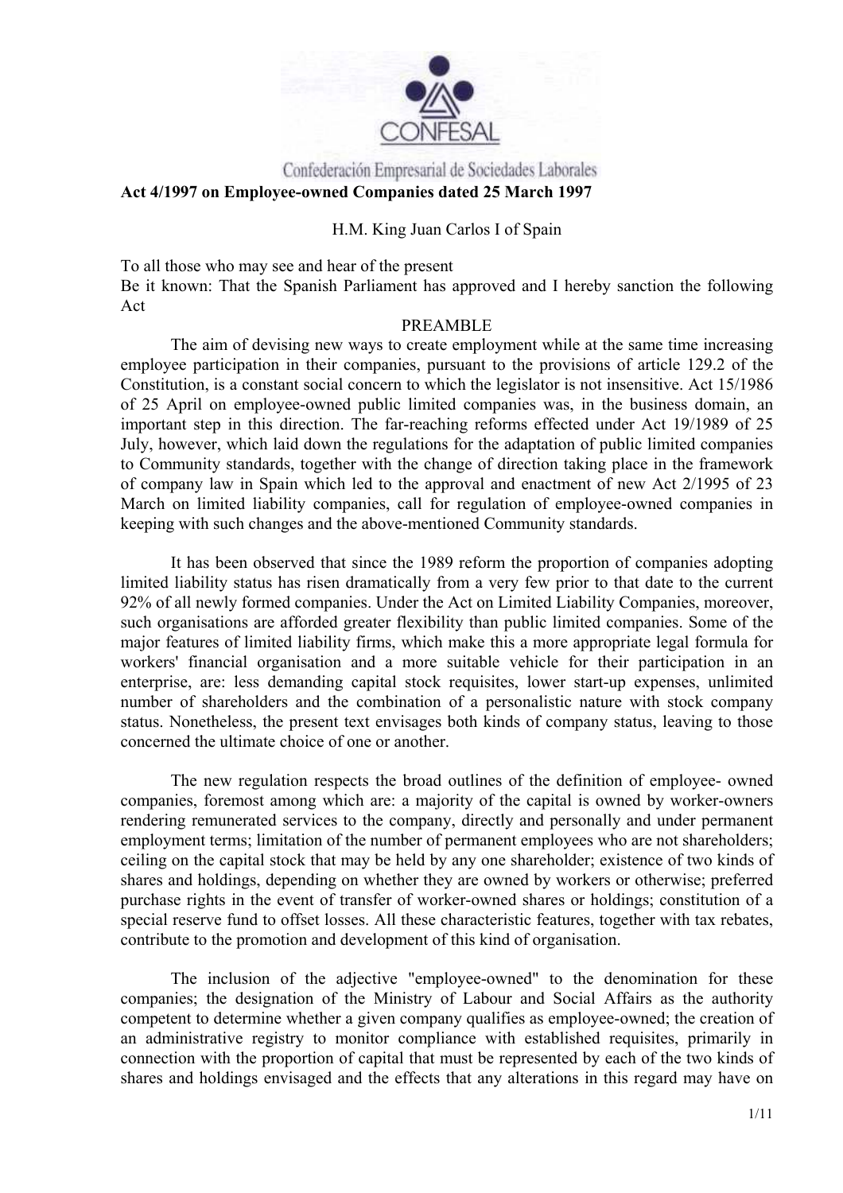CONFESAL

Confederación Empresarial de Sociedades Laborales

**Act 4/1997 on Employee-owned Companies dated 25 March 1997**

H.M. King Juan Carlos I of Spain

To all those who may see and hear of the present
Be it known: That the Spanish Parliament has approved and I hereby sanction the following Act

## PREAMBLE

The aim of devising new ways to create employment while at the same time increasing employee participation in their companies, pursuant to the provisions of article 129.2 of the Constitution, is a constant social concern to which the legislator is not insensitive. Act 15/1986 of 25 April on employee-owned public limited companies was, in the business domain, an important step in this direction. The far-reaching reforms effected under Act 19/1989 of 25 July, however, which laid down the regulations for the adaptation of public limited companies to Community standards, together with the change of direction taking place in the framework of company law in Spain which led to the approval and enactment of new Act 2/1995 of 23 March on limited liability companies, call for regulation of employee-owned companies in keeping with such changes and the above-mentioned Community standards.

It has been observed that since the 1989 reform the proportion of companies adopting limited liability status has risen dramatically from a very few prior to that date to the current 92% of all newly formed companies. Under the Act on Limited Liability Companies, moreover, such organisations are afforded greater flexibility than public limited companies. Some of the major features of limited liability firms, which make this a more appropriate legal formula for workers' financial organisation and a more suitable vehicle for their participation in an enterprise, are: less demanding capital stock requisites, lower start-up expenses, unlimited number of shareholders and the combination of a personalistic nature with stock company status. Nonetheless, the present text envisages both kinds of company status, leaving to those concerned the ultimate choice of one or another.

The new regulation respects the broad outlines of the definition of employee- owned companies, foremost among which are: a majority of the capital is owned by worker-owners rendering remunerated services to the company, directly and personally and under permanent employment terms; limitation of the number of permanent employees who are not shareholders; ceiling on the capital stock that may be held by any one shareholder; existence of two kinds of shares and holdings, depending on whether they are owned by workers or otherwise; preferred purchase rights in the event of transfer of worker-owned shares or holdings; constitution of a special reserve fund to offset losses. All these characteristic features, together with tax rebates, contribute to the promotion and development of this kind of organisation.

The inclusion of the adjective "employee-owned" to the denomination for these companies; the designation of the Ministry of Labour and Social Affairs as the authority competent to determine whether a given company qualifies as employee-owned; the creation of an administrative registry to monitor compliance with established requisites, primarily in connection with the proportion of capital that must be represented by each of the two kinds of shares and holdings envisaged and the effects that any alterations in this regard may have on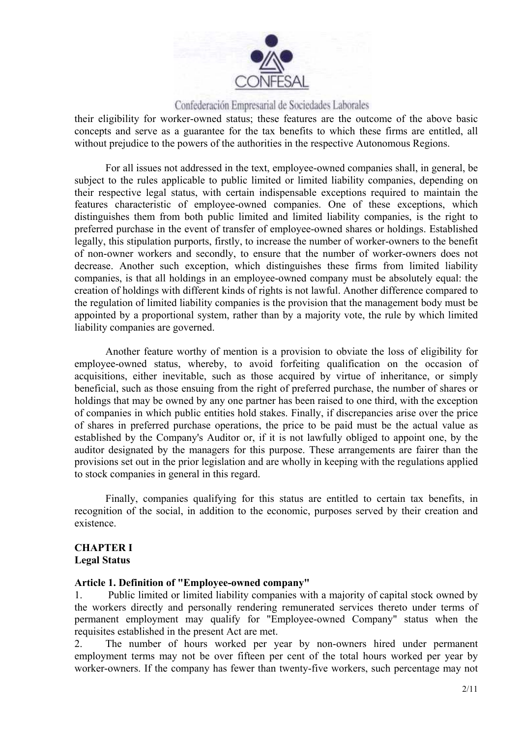their eligibility for worker-owned status; these features are the outcome of the above basic concepts and serve as a guarantee for the tax benefits to which these firms are entitled, all without prejudice to the powers of the authorities in the respective Autonomous Regions.

For all issues not addressed in the text, employee-owned companies shall, in general, be subject to the rules applicable to public limited or limited liability companies, depending on their respective legal status, with certain indispensable exceptions required to maintain the features characteristic of employee-owned companies. One of these exceptions, which distinguishes them from both public limited and limited liability companies, is the right to preferred purchase in the event of transfer of employee-owned shares or holdings. Established legally, this stipulation purports, firstly, to increase the number of worker-owners to the benefit of non-owner workers and secondly, to ensure that the number of worker-owners does not decrease. Another such exception, which distinguishes these firms from limited liability companies, is that all holdings in an employee-owned company must be absolutely equal: the creation of holdings with different kinds of rights is not lawful. Another difference compared to the regulation of limited liability companies is the provision that the management body must be appointed by a proportional system, rather than by a majority vote, the rule by which limited liability companies are governed.

Another feature worthy of mention is a provision to obviate the loss of eligibility for employee-owned status, whereby, to avoid forfeiting qualification on the occasion of acquisitions, either inevitable, such as those acquired by virtue of inheritance, or simply beneficial, such as those ensuing from the right of preferred purchase, the number of shares or holdings that may be owned by any one partner has been raised to one third, with the exception of companies in which public entities hold stakes. Finally, if discrepancies arise over the price of shares in preferred purchase operations, the price to be paid must be the actual value as established by the Company's Auditor or, if it is not lawfully obliged to appoint one, by the auditor designated by the managers for this purpose. These arrangements are fairer than the provisions set out in the prior legislation and are wholly in keeping with the regulations applied to stock companies in general in this regard.

Finally, companies qualifying for this status are entitled to certain tax benefits, in recognition of the social, in addition to the economic, purposes served by their creation and existence.

## CHAPTER I
## Legal Status

### Article 1. Definition of "Employee-owned company"

1. Public limited or limited liability companies with a majority of capital stock owned by the workers directly and personally rendering remunerated services thereto under terms of permanent employment may qualify for "Employee-owned Company" status when the requisites established in the present Act are met.

2. The number of hours worked per year by non-owners hired under permanent employment terms may not be over fifteen per cent of the total hours worked per year by worker-owners. If the company has fewer than twenty-five workers, such percentage may not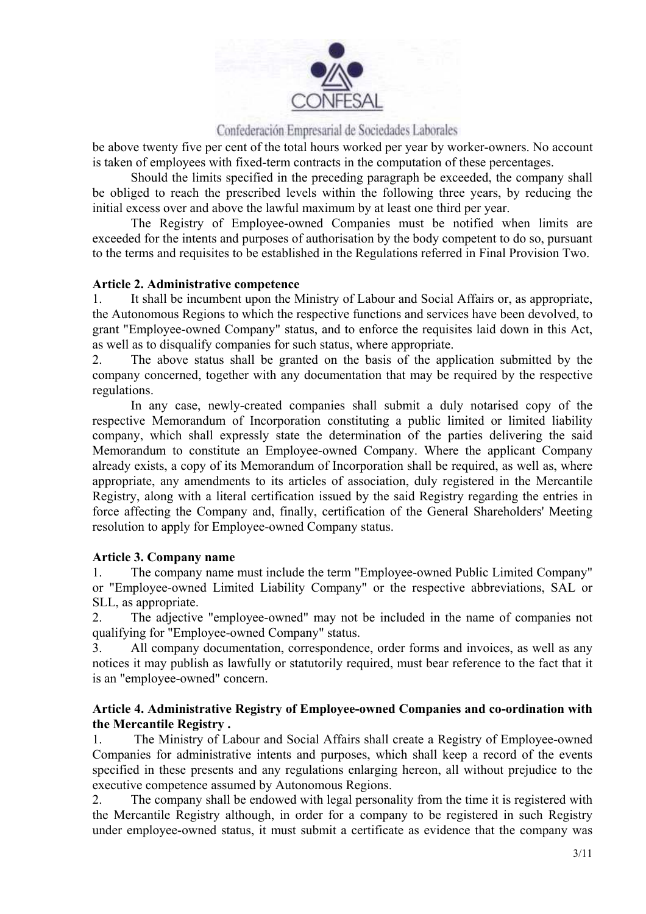be above twenty five per cent of the total hours worked per year by worker-owners. No account is taken of employees with fixed-term contracts in the computation of these percentages.

Should the limits specified in the preceding paragraph be exceeded, the company shall be obliged to reach the prescribed levels within the following three years, by reducing the initial excess over and above the lawful maximum by at least one third per year.

The Registry of Employee-owned Companies must be notified when limits are exceeded for the intents and purposes of authorisation by the body competent to do so, pursuant to the terms and requisites to be established in the Regulations referred in Final Provision Two.

### Article 2. Administrative competence

1. It shall be incumbent upon the Ministry of Labour and Social Affairs or, as appropriate, the Autonomous Regions to which the respective functions and services have been devolved, to grant "Employee-owned Company" status, and to enforce the requisites laid down in this Act, as well as to disqualify companies for such status, where appropriate.
2. The above status shall be granted on the basis of the application submitted by the company concerned, together with any documentation that may be required by the respective regulations.

In any case, newly-created companies shall submit a duly notarised copy of the respective Memorandum of Incorporation constituting a public limited or limited liability company, which shall expressly state the determination of the parties delivering the said Memorandum to constitute an Employee-owned Company. Where the applicant Company already exists, a copy of its Memorandum of Incorporation shall be required, as well as, where appropriate, any amendments to its articles of association, duly registered in the Mercantile Registry, along with a literal certification issued by the said Registry regarding the entries in force affecting the Company and, finally, certification of the General Shareholders' Meeting resolution to apply for Employee-owned Company status.

### Article 3. Company name

1. The company name must include the term "Employee-owned Public Limited Company" or "Employee-owned Limited Liability Company" or the respective abbreviations, SAL or SLL, as appropriate.
2. The adjective "employee-owned" may not be included in the name of companies not qualifying for "Employee-owned Company" status.
3. All company documentation, correspondence, order forms and invoices, as well as any notices it may publish as lawfully or statutorily required, must bear reference to the fact that it is an "employee-owned" concern.

### Article 4. Administrative Registry of Employee-owned Companies and co-ordination with the Mercantile Registry .

1. The Ministry of Labour and Social Affairs shall create a Registry of Employee-owned Companies for administrative intents and purposes, which shall keep a record of the events specified in these presents and any regulations enlarging hereon, all without prejudice to the executive competence assumed by Autonomous Regions.
2. The company shall be endowed with legal personality from the time it is registered with the Mercantile Registry although, in order for a company to be registered in such Registry under employee-owned status, it must submit a certificate as evidence that the company was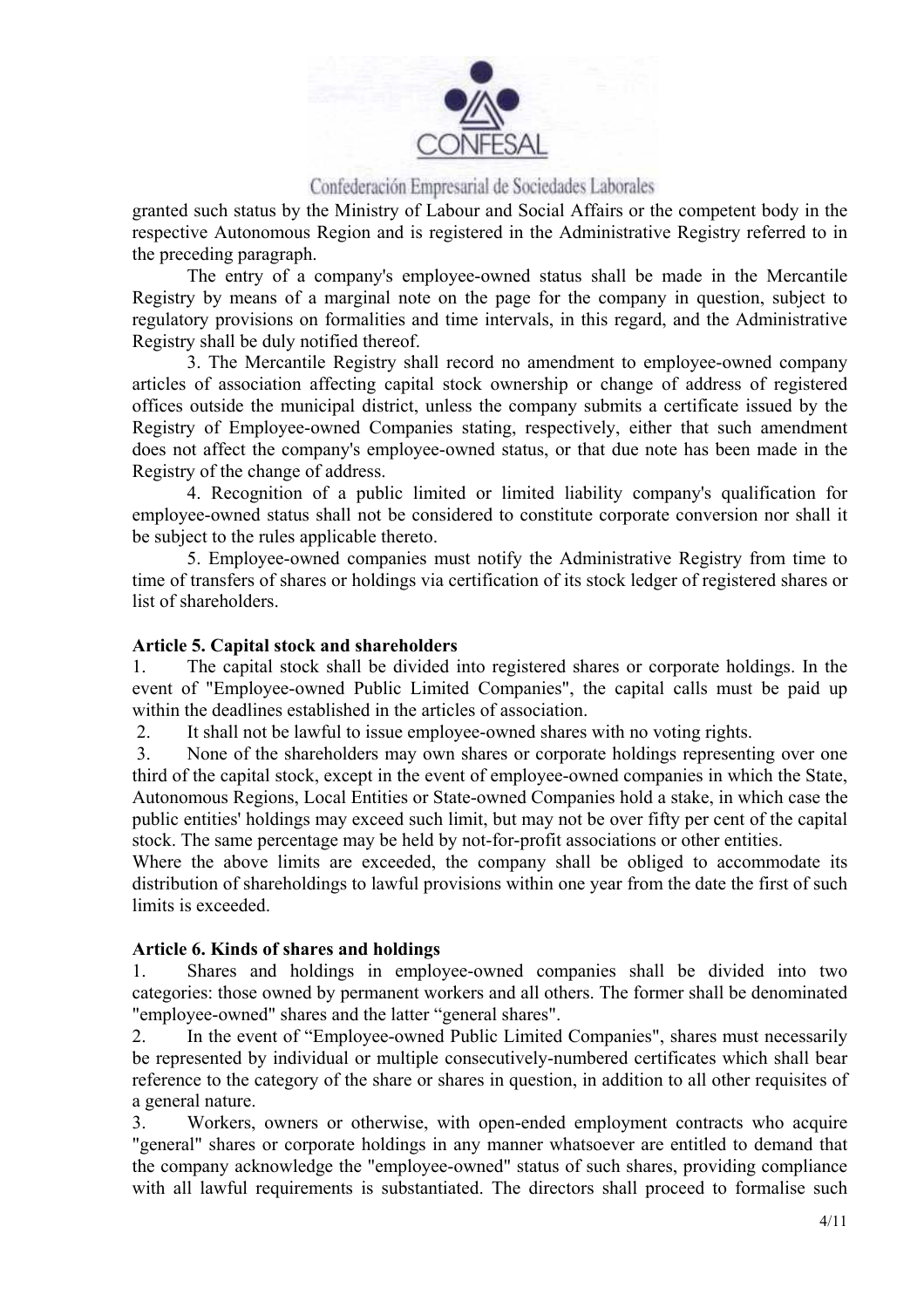granted such status by the Ministry of Labour and Social Affairs or the competent body in the respective Autonomous Region and is registered in the Administrative Registry referred to in the preceding paragraph.

The entry of a company's employee-owned status shall be made in the Mercantile Registry by means of a marginal note on the page for the company in question, subject to regulatory provisions on formalities and time intervals, in this regard, and the Administrative Registry shall be duly notified thereof.

3. The Mercantile Registry shall record no amendment to employee-owned company articles of association affecting capital stock ownership or change of address of registered offices outside the municipal district, unless the company submits a certificate issued by the Registry of Employee-owned Companies stating, respectively, either that such amendment does not affect the company's employee-owned status, or that due note has been made in the Registry of the change of address.

4. Recognition of a public limited or limited liability company's qualification for employee-owned status shall not be considered to constitute corporate conversion nor shall it be subject to the rules applicable thereto.

5. Employee-owned companies must notify the Administrative Registry from time to time of transfers of shares or holdings via certification of its stock ledger of registered shares or list of shareholders.

**Article 5. Capital stock and shareholders**

1. The capital stock shall be divided into registered shares or corporate holdings. In the event of "Employee-owned Public Limited Companies", the capital calls must be paid up within the deadlines established in the articles of association.

2. It shall not be lawful to issue employee-owned shares with no voting rights.

3. None of the shareholders may own shares or corporate holdings representing over one third of the capital stock, except in the event of employee-owned companies in which the State, Autonomous Regions, Local Entities or State-owned Companies hold a stake, in which case the public entities' holdings may exceed such limit, but may not be over fifty per cent of the capital stock. The same percentage may be held by not-for-profit associations or other entities.

Where the above limits are exceeded, the company shall be obliged to accommodate its distribution of shareholdings to lawful provisions within one year from the date the first of such limits is exceeded.

**Article 6. Kinds of shares and holdings**

1. Shares and holdings in employee-owned companies shall be divided into two categories: those owned by permanent workers and all others. The former shall be denominated "employee-owned" shares and the latter "general shares".

2. In the event of "Employee-owned Public Limited Companies", shares must necessarily be represented by individual or multiple consecutively-numbered certificates which shall bear reference to the category of the share or shares in question, in addition to all other requisites of a general nature.

3. Workers, owners or otherwise, with open-ended employment contracts who acquire "general" shares or corporate holdings in any manner whatsoever are entitled to demand that the company acknowledge the "employee-owned" status of such shares, providing compliance with all lawful requirements is substantiated. The directors shall proceed to formalise such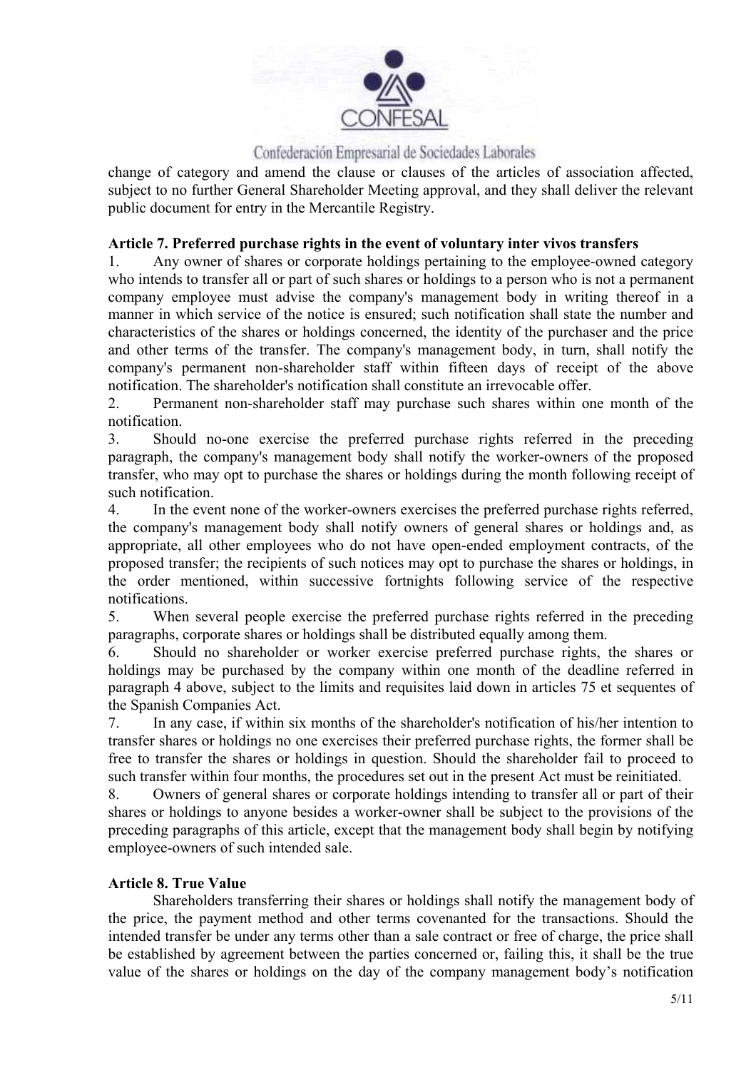change of category and amend the clause or clauses of the articles of association affected, subject to no further General Shareholder Meeting approval, and they shall deliver the relevant public document for entry in the Mercantile Registry.

**Article 7. Preferred purchase rights in the event of voluntary inter vivos transfers**

1. Any owner of shares or corporate holdings pertaining to the employee-owned category who intends to transfer all or part of such shares or holdings to a person who is not a permanent company employee must advise the company's management body in writing thereof in a manner in which service of the notice is ensured; such notification shall state the number and characteristics of the shares or holdings concerned, the identity of the purchaser and the price and other terms of the transfer. The company's management body, in turn, shall notify the company's permanent non-shareholder staff within fifteen days of receipt of the above notification. The shareholder's notification shall constitute an irrevocable offer.
2. Permanent non-shareholder staff may purchase such shares within one month of the notification.
3. Should no-one exercise the preferred purchase rights referred in the preceding paragraph, the company's management body shall notify the worker-owners of the proposed transfer, who may opt to purchase the shares or holdings during the month following receipt of such notification.
4. In the event none of the worker-owners exercises the preferred purchase rights referred, the company's management body shall notify owners of general shares or holdings and, as appropriate, all other employees who do not have open-ended employment contracts, of the proposed transfer; the recipients of such notices may opt to purchase the shares or holdings, in the order mentioned, within successive fortnights following service of the respective notifications.
5. When several people exercise the preferred purchase rights referred in the preceding paragraphs, corporate shares or holdings shall be distributed equally among them.
6. Should no shareholder or worker exercise preferred purchase rights, the shares or holdings may be purchased by the company within one month of the deadline referred in paragraph 4 above, subject to the limits and requisites laid down in articles 75 et sequentes of the Spanish Companies Act.
7. In any case, if within six months of the shareholder's notification of his/her intention to transfer shares or holdings no one exercises their preferred purchase rights, the former shall be free to transfer the shares or holdings in question. Should the shareholder fail to proceed to such transfer within four months, the procedures set out in the present Act must be reinitiated.
8. Owners of general shares or corporate holdings intending to transfer all or part of their shares or holdings to anyone besides a worker-owner shall be subject to the provisions of the preceding paragraphs of this article, except that the management body shall begin by notifying employee-owners of such intended sale.

**Article 8. True Value**

Shareholders transferring their shares or holdings shall notify the management body of the price, the payment method and other terms covenanted for the transactions. Should the intended transfer be under any terms other than a sale contract or free of charge, the price shall be established by agreement between the parties concerned or, failing this, it shall be the true value of the shares or holdings on the day of the company management body's notification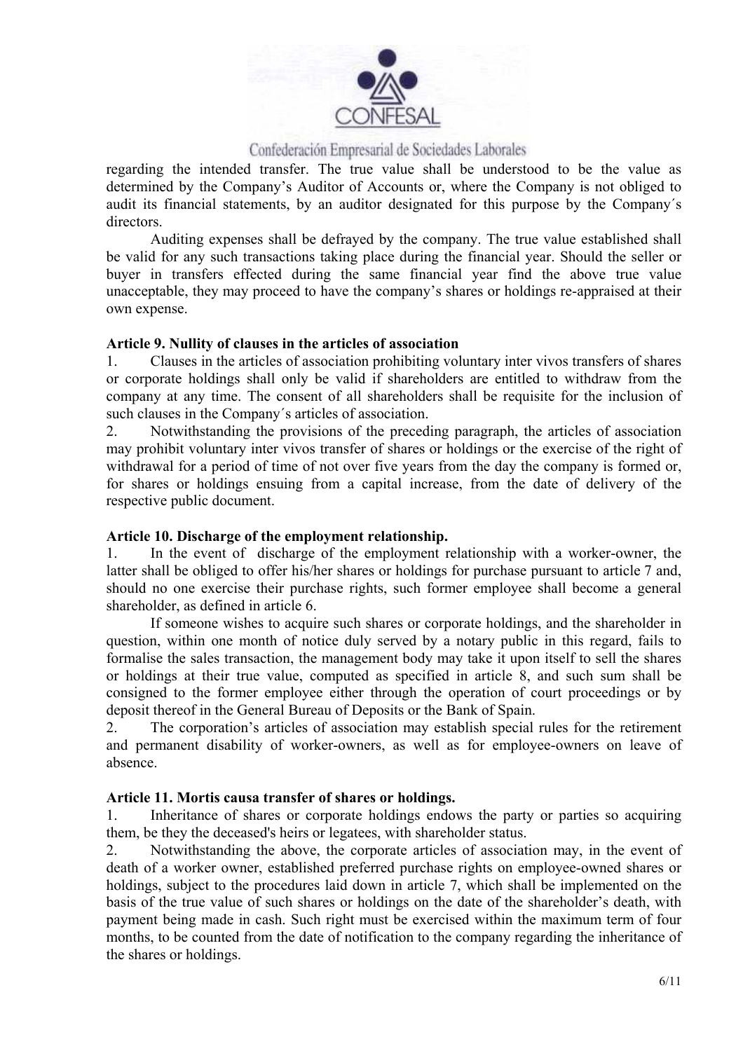regarding the intended transfer. The true value shall be understood to be the value as determined by the Company's Auditor of Accounts or, where the Company is not obliged to audit its financial statements, by an auditor designated for this purpose by the Company´s directors.

Auditing expenses shall be defrayed by the company. The true value established shall be valid for any such transactions taking place during the financial year. Should the seller or buyer in transfers effected during the same financial year find the above true value unacceptable, they may proceed to have the company's shares or holdings re-appraised at their own expense.

**Article 9. Nullity of clauses in the articles of association**

1. Clauses in the articles of association prohibiting voluntary inter vivos transfers of shares or corporate holdings shall only be valid if shareholders are entitled to withdraw from the company at any time. The consent of all shareholders shall be requisite for the inclusion of such clauses in the Company´s articles of association.

2. Notwithstanding the provisions of the preceding paragraph, the articles of association may prohibit voluntary inter vivos transfer of shares or holdings or the exercise of the right of withdrawal for a period of time of not over five years from the day the company is formed or, for shares or holdings ensuing from a capital increase, from the date of delivery of the respective public document.

**Article 10. Discharge of the employment relationship.**

1. In the event of discharge of the employment relationship with a worker-owner, the latter shall be obliged to offer his/her shares or holdings for purchase pursuant to article 7 and, should no one exercise their purchase rights, such former employee shall become a general shareholder, as defined in article 6.

If someone wishes to acquire such shares or corporate holdings, and the shareholder in question, within one month of notice duly served by a notary public in this regard, fails to formalise the sales transaction, the management body may take it upon itself to sell the shares or holdings at their true value, computed as specified in article 8, and such sum shall be consigned to the former employee either through the operation of court proceedings or by deposit thereof in the General Bureau of Deposits or the Bank of Spain.

2. The corporation's articles of association may establish special rules for the retirement and permanent disability of worker-owners, as well as for employee-owners on leave of absence.

**Article 11. Mortis causa transfer of shares or holdings.**

1. Inheritance of shares or corporate holdings endows the party or parties so acquiring them, be they the deceased's heirs or legatees, with shareholder status.

2. Notwithstanding the above, the corporate articles of association may, in the event of death of a worker owner, established preferred purchase rights on employee-owned shares or holdings, subject to the procedures laid down in article 7, which shall be implemented on the basis of the true value of such shares or holdings on the date of the shareholder's death, with payment being made in cash. Such right must be exercised within the maximum term of four months, to be counted from the date of notification to the company regarding the inheritance of the shares or holdings.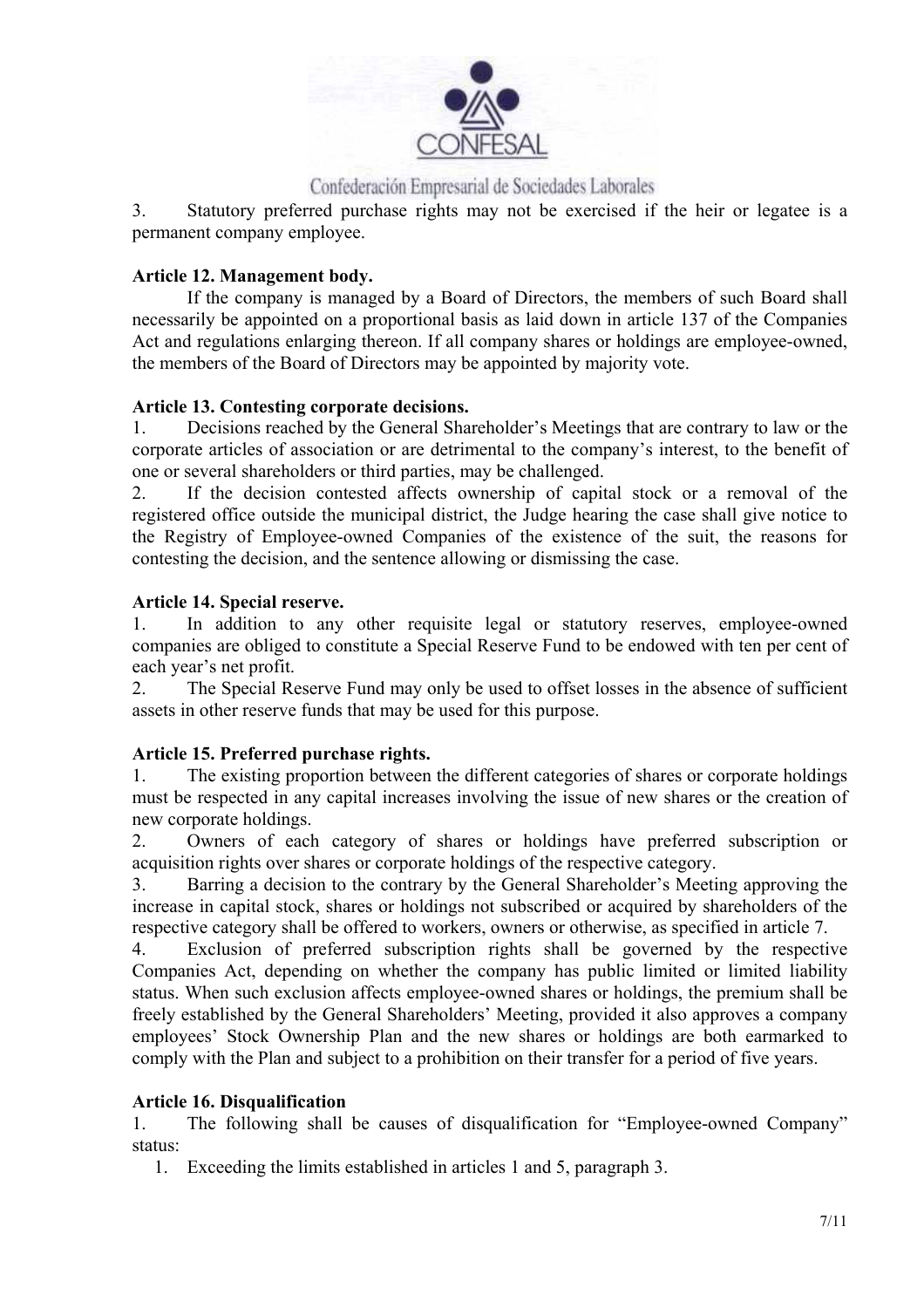3. Statutory preferred purchase rights may not be exercised if the heir or legatee is a permanent company employee.

**Article 12. Management body.**

If the company is managed by a Board of Directors, the members of such Board shall necessarily be appointed on a proportional basis as laid down in article 137 of the Companies Act and regulations enlarging thereon. If all company shares or holdings are employee-owned, the members of the Board of Directors may be appointed by majority vote.

**Article 13. Contesting corporate decisions.**

1. Decisions reached by the General Shareholder's Meetings that are contrary to law or the corporate articles of association or are detrimental to the company's interest, to the benefit of one or several shareholders or third parties, may be challenged.
2. If the decision contested affects ownership of capital stock or a removal of the registered office outside the municipal district, the Judge hearing the case shall give notice to the Registry of Employee-owned Companies of the existence of the suit, the reasons for contesting the decision, and the sentence allowing or dismissing the case.

**Article 14. Special reserve.**

1. In addition to any other requisite legal or statutory reserves, employee-owned companies are obliged to constitute a Special Reserve Fund to be endowed with ten per cent of each year's net profit.
2. The Special Reserve Fund may only be used to offset losses in the absence of sufficient assets in other reserve funds that may be used for this purpose.

**Article 15. Preferred purchase rights.**

1. The existing proportion between the different categories of shares or corporate holdings must be respected in any capital increases involving the issue of new shares or the creation of new corporate holdings.
2. Owners of each category of shares or holdings have preferred subscription or acquisition rights over shares or corporate holdings of the respective category.
3. Barring a decision to the contrary by the General Shareholder's Meeting approving the increase in capital stock, shares or holdings not subscribed or acquired by shareholders of the respective category shall be offered to workers, owners or otherwise, as specified in article 7.
4. Exclusion of preferred subscription rights shall be governed by the respective Companies Act, depending on whether the company has public limited or limited liability status. When such exclusion affects employee-owned shares or holdings, the premium shall be freely established by the General Shareholders' Meeting, provided it also approves a company employees' Stock Ownership Plan and the new shares or holdings are both earmarked to comply with the Plan and subject to a prohibition on their transfer for a period of five years.

**Article 16. Disqualification**

1. The following shall be causes of disqualification for "Employee-owned Company" status:
   1. Exceeding the limits established in articles 1 and 5, paragraph 3.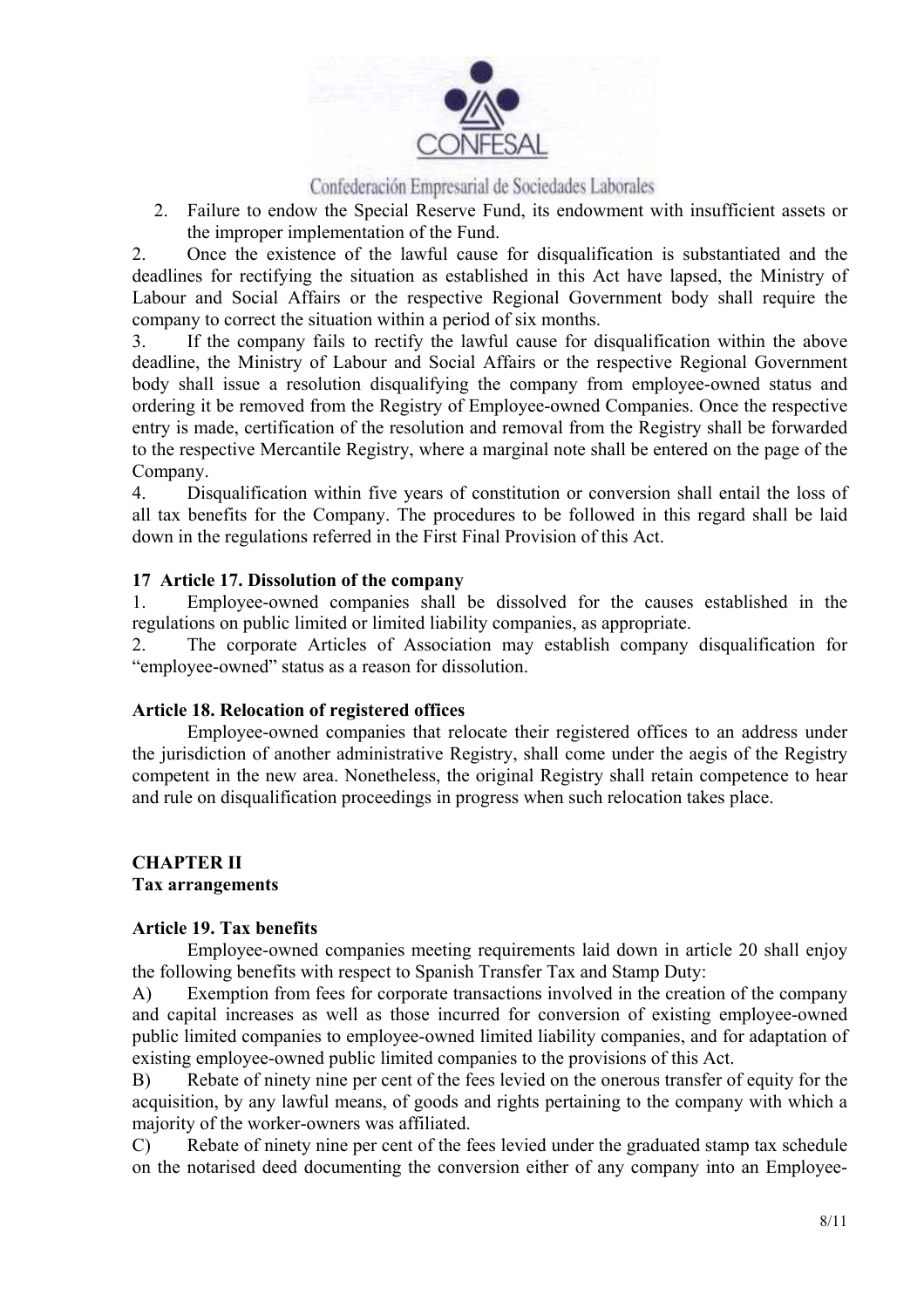2. Failure to endow the Special Reserve Fund, its endowment with insufficient assets or the improper implementation of the Fund.

2. Once the existence of the lawful cause for disqualification is substantiated and the deadlines for rectifying the situation as established in this Act have lapsed, the Ministry of Labour and Social Affairs or the respective Regional Government body shall require the company to correct the situation within a period of six months.

3. If the company fails to rectify the lawful cause for disqualification within the above deadline, the Ministry of Labour and Social Affairs or the respective Regional Government body shall issue a resolution disqualifying the company from employee-owned status and ordering it be removed from the Registry of Employee-owned Companies. Once the respective entry is made, certification of the resolution and removal from the Registry shall be forwarded to the respective Mercantile Registry, where a marginal note shall be entered on the page of the Company.

4. Disqualification within five years of constitution or conversion shall entail the loss of all tax benefits for the Company. The procedures to be followed in this regard shall be laid down in the regulations referred in the First Final Provision of this Act.

**17 Article 17. Dissolution of the company**

1. Employee-owned companies shall be dissolved for the causes established in the regulations on public limited or limited liability companies, as appropriate.

2. The corporate Articles of Association may establish company disqualification for "employee-owned" status as a reason for dissolution.

**Article 18. Relocation of registered offices**

Employee-owned companies that relocate their registered offices to an address under the jurisdiction of another administrative Registry, shall come under the aegis of the Registry competent in the new area. Nonetheless, the original Registry shall retain competence to hear and rule on disqualification proceedings in progress when such relocation takes place.

## CHAPTER II
**Tax arrangements**

**Article 19. Tax benefits**

Employee-owned companies meeting requirements laid down in article 20 shall enjoy the following benefits with respect to Spanish Transfer Tax and Stamp Duty:

A) Exemption from fees for corporate transactions involved in the creation of the company and capital increases as well as those incurred for conversion of existing employee-owned public limited companies to employee-owned limited liability companies, and for adaptation of existing employee-owned public limited companies to the provisions of this Act.

B) Rebate of ninety nine per cent of the fees levied on the onerous transfer of equity for the acquisition, by any lawful means, of goods and rights pertaining to the company with which a majority of the worker-owners was affiliated.

C) Rebate of ninety nine per cent of the fees levied under the graduated stamp tax schedule on the notarised deed documenting the conversion either of any company into an Employee-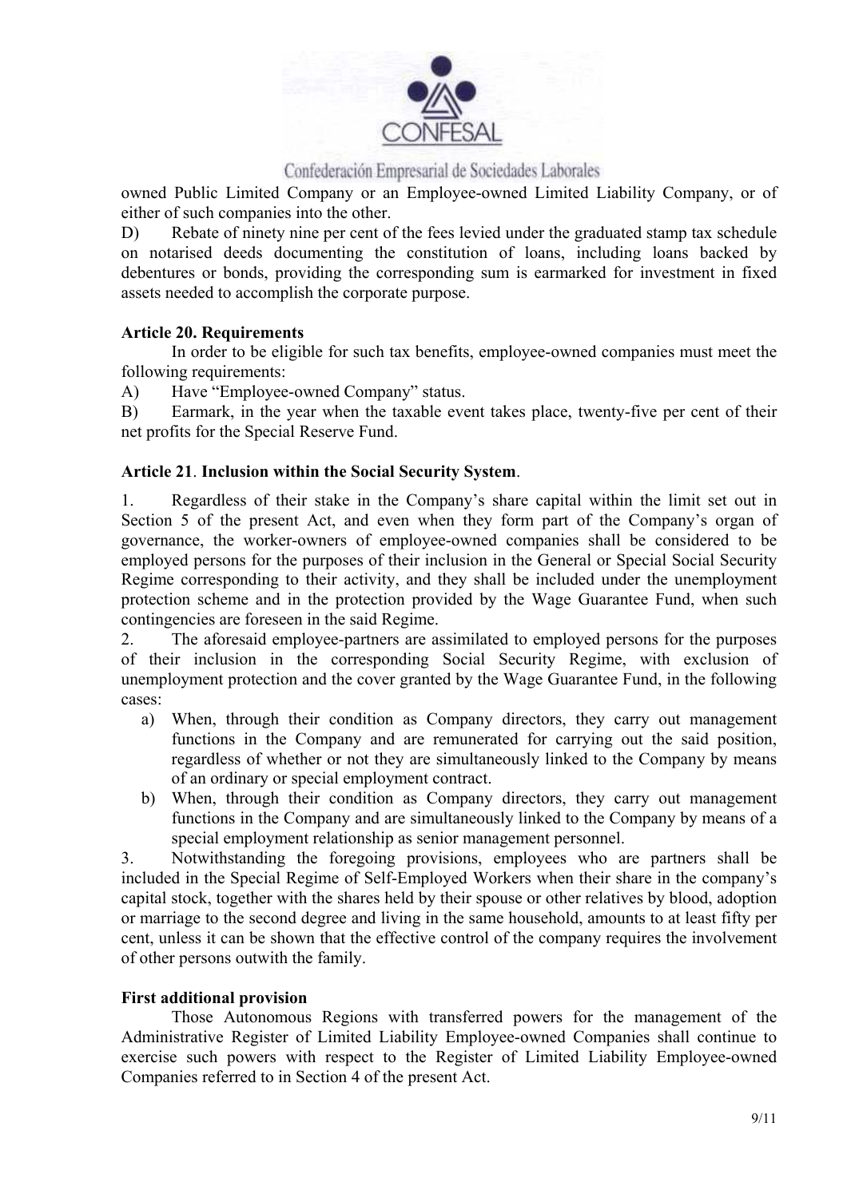owned Public Limited Company or an Employee-owned Limited Liability Company, or of either of such companies into the other.

D) Rebate of ninety nine per cent of the fees levied under the graduated stamp tax schedule on notarised deeds documenting the constitution of loans, including loans backed by debentures or bonds, providing the corresponding sum is earmarked for investment in fixed assets needed to accomplish the corporate purpose.

**Article 20. Requirements**

In order to be eligible for such tax benefits, employee-owned companies must meet the following requirements:

A) Have "Employee-owned Company" status.

B) Earmark, in the year when the taxable event takes place, twenty-five per cent of their net profits for the Special Reserve Fund.

**Article 21**. **Inclusion within the Social Security System**.

1. Regardless of their stake in the Company's share capital within the limit set out in Section 5 of the present Act, and even when they form part of the Company's organ of governance, the worker-owners of employee-owned companies shall be considered to be employed persons for the purposes of their inclusion in the General or Special Social Security Regime corresponding to their activity, and they shall be included under the unemployment protection scheme and in the protection provided by the Wage Guarantee Fund, when such contingencies are foreseen in the said Regime.

2. The aforesaid employee-partners are assimilated to employed persons for the purposes of their inclusion in the corresponding Social Security Regime, with exclusion of unemployment protection and the cover granted by the Wage Guarantee Fund, in the following cases:

   a) When, through their condition as Company directors, they carry out management functions in the Company and are remunerated for carrying out the said position, regardless of whether or not they are simultaneously linked to the Company by means of an ordinary or special employment contract.
   b) When, through their condition as Company directors, they carry out management functions in the Company and are simultaneously linked to the Company by means of a special employment relationship as senior management personnel.

3. Notwithstanding the foregoing provisions, employees who are partners shall be included in the Special Regime of Self-Employed Workers when their share in the company's capital stock, together with the shares held by their spouse or other relatives by blood, adoption or marriage to the second degree and living in the same household, amounts to at least fifty per cent, unless it can be shown that the effective control of the company requires the involvement of other persons outwith the family.

**First additional provision**

Those Autonomous Regions with transferred powers for the management of the Administrative Register of Limited Liability Employee-owned Companies shall continue to exercise such powers with respect to the Register of Limited Liability Employee-owned Companies referred to in Section 4 of the present Act.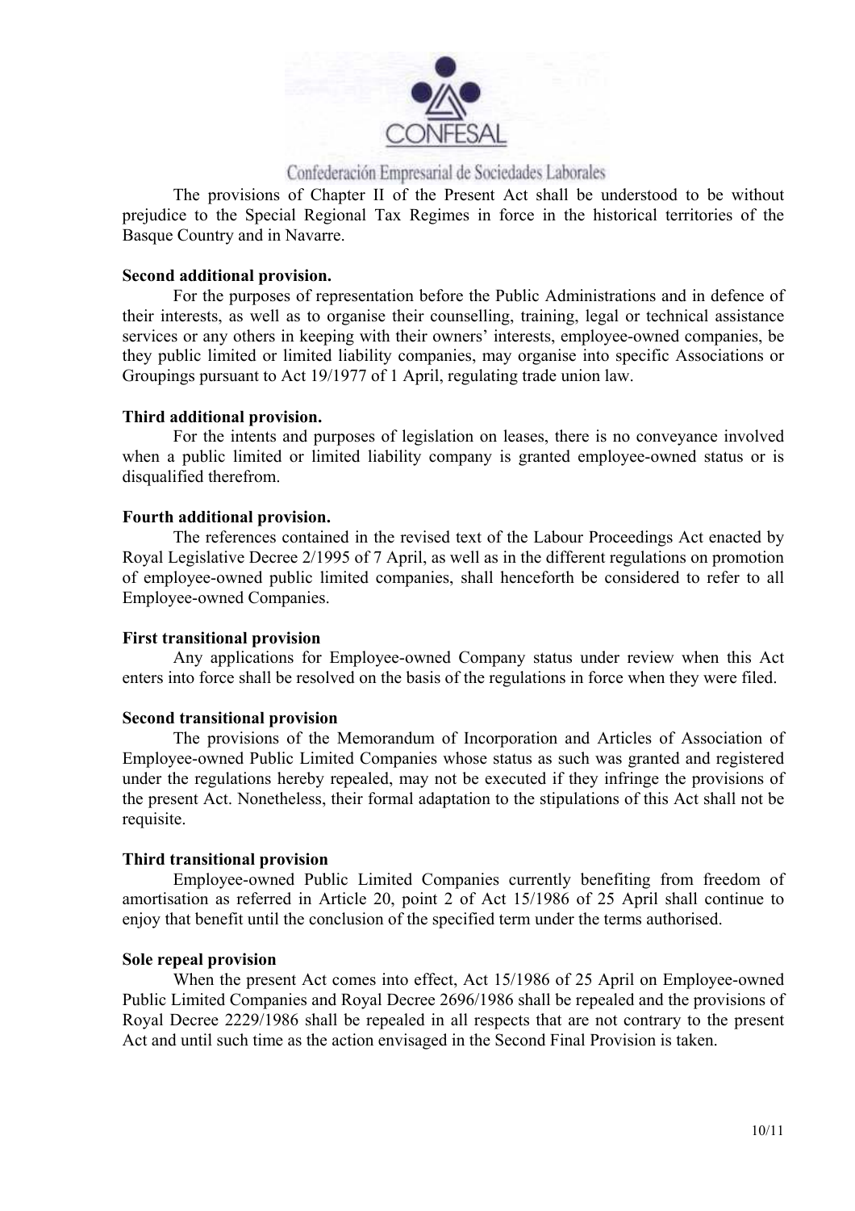The provisions of Chapter II of the Present Act shall be understood to be without prejudice to the Special Regional Tax Regimes in force in the historical territories of the Basque Country and in Navarre.

**Second additional provision.**

For the purposes of representation before the Public Administrations and in defence of their interests, as well as to organise their counselling, training, legal or technical assistance services or any others in keeping with their owners' interests, employee-owned companies, be they public limited or limited liability companies, may organise into specific Associations or Groupings pursuant to Act 19/1977 of 1 April, regulating trade union law.

**Third additional provision.**

For the intents and purposes of legislation on leases, there is no conveyance involved when a public limited or limited liability company is granted employee-owned status or is disqualified therefrom.

**Fourth additional provision.**

The references contained in the revised text of the Labour Proceedings Act enacted by Royal Legislative Decree 2/1995 of 7 April, as well as in the different regulations on promotion of employee-owned public limited companies, shall henceforth be considered to refer to all Employee-owned Companies.

**First transitional provision**

Any applications for Employee-owned Company status under review when this Act enters into force shall be resolved on the basis of the regulations in force when they were filed.

**Second transitional provision**

The provisions of the Memorandum of Incorporation and Articles of Association of Employee-owned Public Limited Companies whose status as such was granted and registered under the regulations hereby repealed, may not be executed if they infringe the provisions of the present Act. Nonetheless, their formal adaptation to the stipulations of this Act shall not be requisite.

**Third transitional provision**

Employee-owned Public Limited Companies currently benefiting from freedom of amortisation as referred in Article 20, point 2 of Act 15/1986 of 25 April shall continue to enjoy that benefit until the conclusion of the specified term under the terms authorised.

**Sole repeal provision**

When the present Act comes into effect, Act 15/1986 of 25 April on Employee-owned Public Limited Companies and Royal Decree 2696/1986 shall be repealed and the provisions of Royal Decree 2229/1986 shall be repealed in all respects that are not contrary to the present Act and until such time as the action envisaged in the Second Final Provision is taken.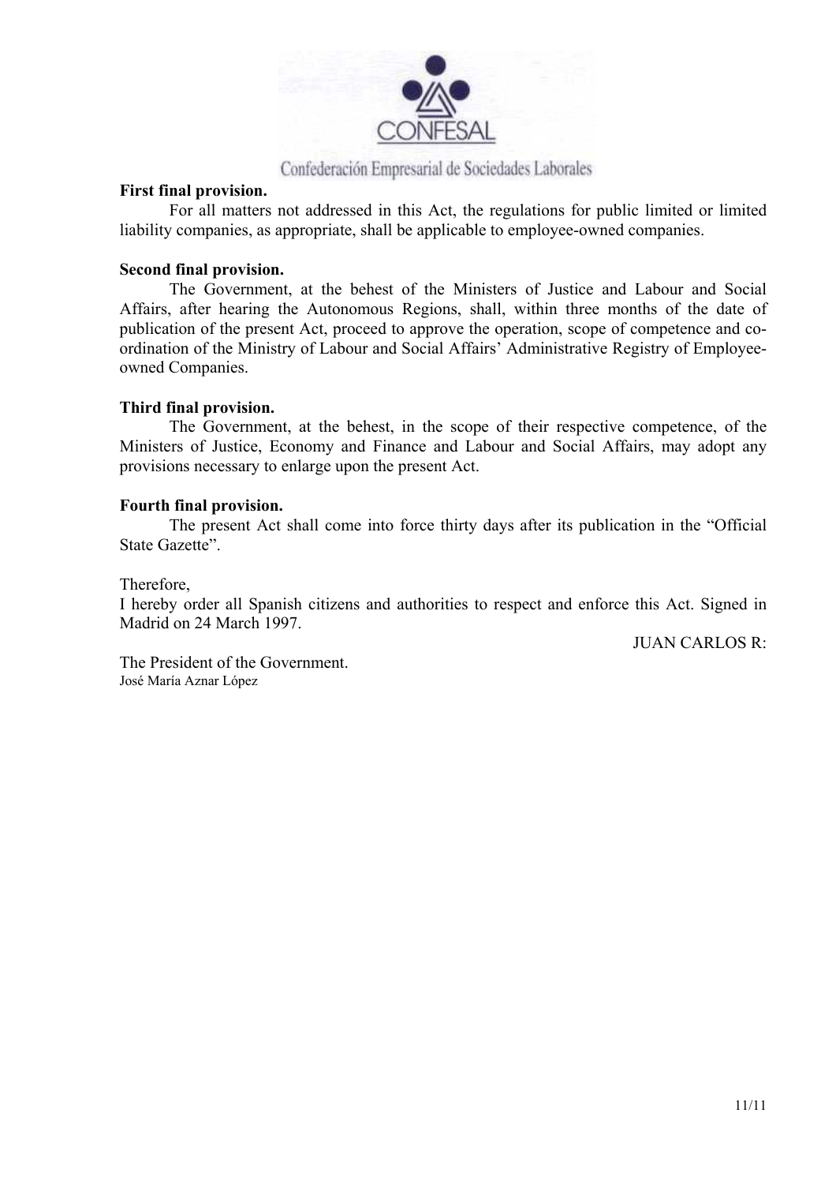**First final provision.**

For all matters not addressed in this Act, the regulations for public limited or limited liability companies, as appropriate, shall be applicable to employee-owned companies.

**Second final provision.**

The Government, at the behest of the Ministers of Justice and Labour and Social Affairs, after hearing the Autonomous Regions, shall, within three months of the date of publication of the present Act, proceed to approve the operation, scope of competence and co-ordination of the Ministry of Labour and Social Affairs' Administrative Registry of Employee-owned Companies.

**Third final provision.**

The Government, at the behest, in the scope of their respective competence, of the Ministers of Justice, Economy and Finance and Labour and Social Affairs, may adopt any provisions necessary to enlarge upon the present Act.

**Fourth final provision.**

The present Act shall come into force thirty days after its publication in the "Official State Gazette".

Therefore,

I hereby order all Spanish citizens and authorities to respect and enforce this Act. Signed in Madrid on 24 March 1997.

JUAN CARLOS R:

The President of the Government.

José María Aznar López